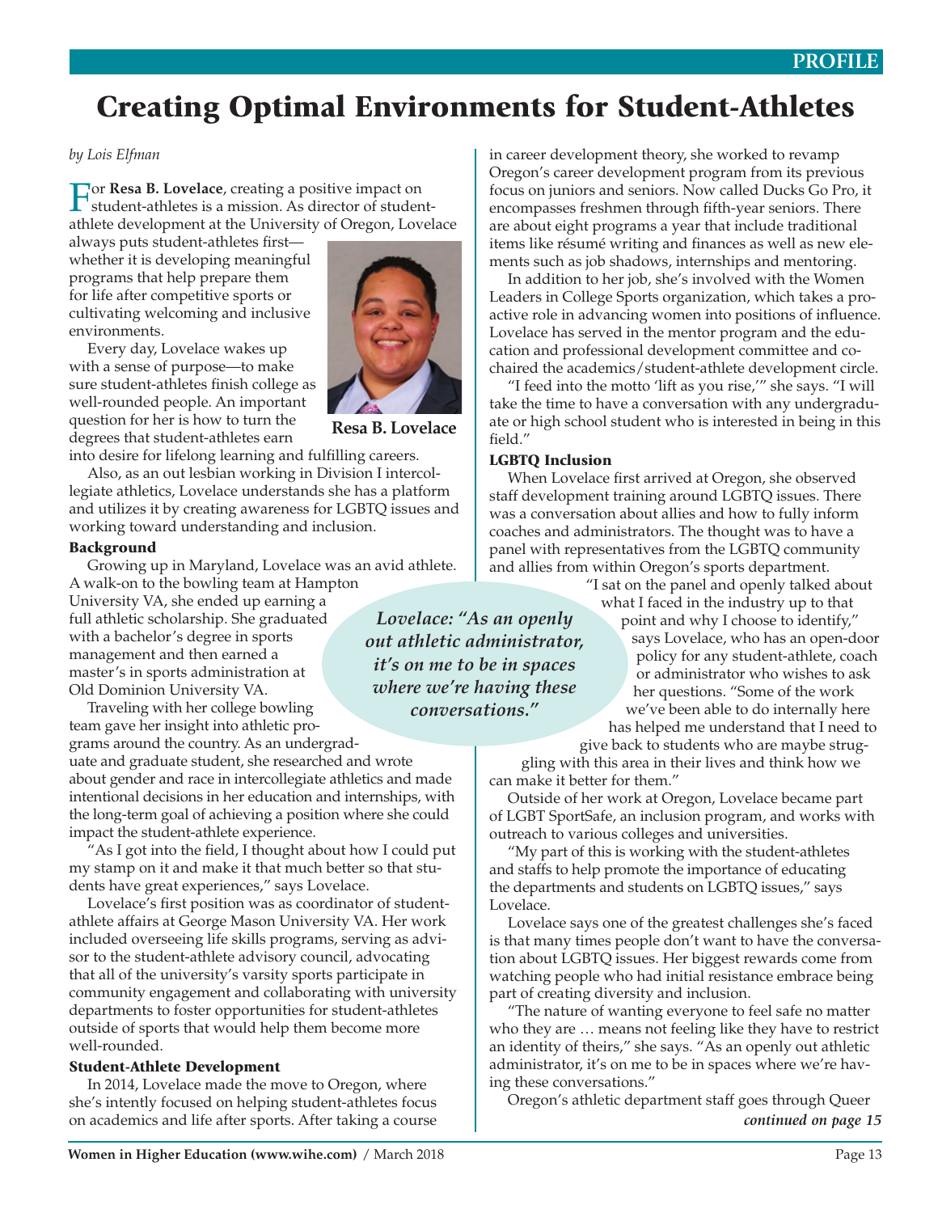# Creating Optimal Environments for Student-Athletes

*by Lois Elfman*

For **Resa B. Lovelace**, creating a positive impact on student-athletes is a mission. As director of student-athlete development at the University of Oregon, Lovelace always puts student-athletes first—whether it is developing meaningful programs that help prepare them for life after competitive sports or cultivating welcoming and inclusive environments.

Resa B. Lovelace

Every day, Lovelace wakes up with a sense of purpose—to make sure student-athletes finish college as well-rounded people. An important question for her is how to turn the degrees that student-athletes earn into desire for lifelong learning and fulfilling careers.

Also, as an out lesbian working in Division I intercollegiate athletics, Lovelace understands she has a platform and utilizes it by creating awareness for LGBTQ issues and working toward understanding and inclusion.

### Background

Growing up in Maryland, Lovelace was an avid athlete. A walk-on to the bowling team at Hampton University VA, she ended up earning a full athletic scholarship. She graduated with a bachelor's degree in sports management and then earned a master's in sports administration at Old Dominion University VA.

Traveling with her college bowling team gave her insight into athletic programs around the country. As an undergraduate and graduate student, she researched and wrote about gender and race in intercollegiate athletics and made intentional decisions in her education and internships, with the long-term goal of achieving a position where she could impact the student-athlete experience.

"As I got into the field, I thought about how I could put my stamp on it and make it that much better so that students have great experiences," says Lovelace.

Lovelace's first position was as coordinator of student-athlete affairs at George Mason University VA. Her work included overseeing life skills programs, serving as advisor to the student-athlete advisory council, advocating that all of the university's varsity sports participate in community engagement and collaborating with university departments to foster opportunities for student-athletes outside of sports that would help them become more well-rounded.

### Student-Athlete Development

In 2014, Lovelace made the move to Oregon, where she's intently focused on helping student-athletes focus on academics and life after sports. After taking a course in career development theory, she worked to revamp Oregon's career development program from its previous focus on juniors and seniors. Now called Ducks Go Pro, it encompasses freshmen through fifth-year seniors. There are about eight programs a year that include traditional items like résumé writing and finances as well as new elements such as job shadows, internships and mentoring.

In addition to her job, she's involved with the Women Leaders in College Sports organization, which takes a proactive role in advancing women into positions of influence. Lovelace has served in the mentor program and the education and professional development committee and co-chaired the academics/student-athlete development circle.

"I feed into the motto 'lift as you rise,'" she says. "I will take the time to have a conversation with any undergraduate or high school student who is interested in being in this field."

### LGBTQ Inclusion

When Lovelace first arrived at Oregon, she observed staff development training around LGBTQ issues. There was a conversation about allies and how to fully inform coaches and administrators. The thought was to have a panel with representatives from the LGBTQ community and allies from within Oregon's sports department.

*Lovelace: "As an openly out athletic administrator, it's on me to be in spaces where we're having these conversations."*

"I sat on the panel and openly talked about what I faced in the industry up to that point and why I choose to identify," says Lovelace, who has an open-door policy for any student-athlete, coach or administrator who wishes to ask her questions. "Some of the work we've been able to do internally here has helped me understand that I need to give back to students who are maybe struggling with this area in their lives and think how we can make it better for them."

Outside of her work at Oregon, Lovelace became part of LGBT SportSafe, an inclusion program, and works with outreach to various colleges and universities.

"My part of this is working with the student-athletes and staffs to help promote the importance of educating the departments and students on LGBTQ issues," says Lovelace.

Lovelace says one of the greatest challenges she's faced is that many times people don't want to have the conversation about LGBTQ issues. Her biggest rewards come from watching people who had initial resistance embrace being part of creating diversity and inclusion.

"The nature of wanting everyone to feel safe no matter who they are … means not feeling like they have to restrict an identity of theirs," she says. "As an openly out athletic administrator, it's on me to be in spaces where we're having these conversations."

Oregon's athletic department staff goes through Queer

***continued on page 15***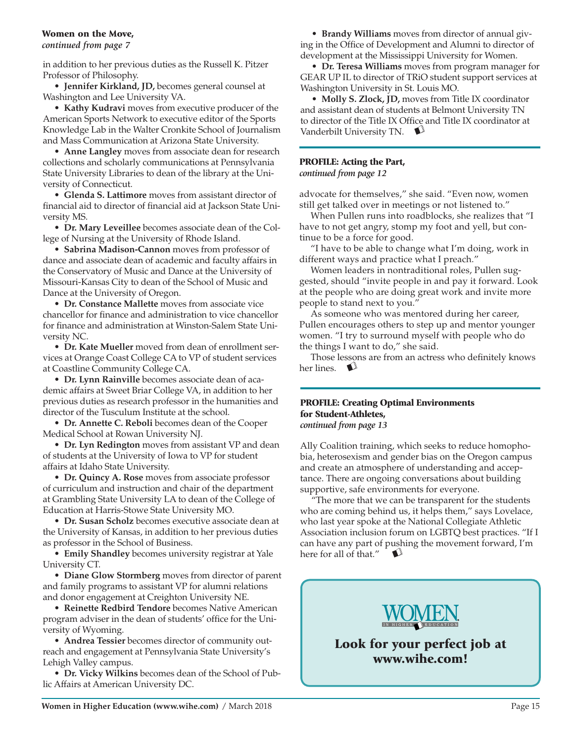**Women on the Move,**
*continued from page 7*

in addition to her previous duties as the Russell K. Pitzer Professor of Philosophy.

• **Jennifer Kirkland, JD,** becomes general counsel at Washington and Lee University VA.

• **Kathy Kudravi** moves from executive producer of the American Sports Network to executive editor of the Sports Knowledge Lab in the Walter Cronkite School of Journalism and Mass Communication at Arizona State University.

• **Anne Langley** moves from associate dean for research collections and scholarly communications at Pennsylvania State University Libraries to dean of the library at the University of Connecticut.

• **Glenda S. Lattimore** moves from assistant director of financial aid to director of financial aid at Jackson State University MS.

• **Dr. Mary Leveillee** becomes associate dean of the College of Nursing at the University of Rhode Island.

• **Sabrina Madison-Cannon** moves from professor of dance and associate dean of academic and faculty affairs in the Conservatory of Music and Dance at the University of Missouri-Kansas City to dean of the School of Music and Dance at the University of Oregon.

• **Dr. Constance Mallette** moves from associate vice chancellor for finance and administration to vice chancellor for finance and administration at Winston-Salem State University NC.

• **Dr. Kate Mueller** moved from dean of enrollment services at Orange Coast College CA to VP of student services at Coastline Community College CA.

• **Dr. Lynn Rainville** becomes associate dean of academic affairs at Sweet Briar College VA, in addition to her previous duties as research professor in the humanities and director of the Tusculum Institute at the school.

• **Dr. Annette C. Reboli** becomes dean of the Cooper Medical School at Rowan University NJ.

• **Dr. Lyn Redington** moves from assistant VP and dean of students at the University of Iowa to VP for student affairs at Idaho State University.

• **Dr. Quincy A. Rose** moves from associate professor of curriculum and instruction and chair of the department at Grambling State University LA to dean of the College of Education at Harris-Stowe State University MO.

• **Dr. Susan Scholz** becomes executive associate dean at the University of Kansas, in addition to her previous duties as professor in the School of Business.

• **Emily Shandley** becomes university registrar at Yale University CT.

• **Diane Glow Stormberg** moves from director of parent and family programs to assistant VP for alumni relations and donor engagement at Creighton University NE.

• **Reinette Redbird Tendore** becomes Native American program adviser in the dean of students' office for the University of Wyoming.

• **Andrea Tessier** becomes director of community outreach and engagement at Pennsylvania State University's Lehigh Valley campus.

• **Dr. Vicky Wilkins** becomes dean of the School of Public Affairs at American University DC.

• **Brandy Williams** moves from director of annual giving in the Office of Development and Alumni to director of development at the Mississippi University for Women.

• **Dr. Teresa Williams** moves from program manager for GEAR UP IL to director of TRiO student support services at Washington University in St. Louis MO.

• **Molly S. Zlock, JD,** moves from Title IX coordinator and assistant dean of students at Belmont University TN to director of the Title IX Office and Title IX coordinator at Vanderbilt University TN.

**PROFILE: Acting the Part,**
*continued from page 12*

advocate for themselves," she said. "Even now, women still get talked over in meetings or not listened to."

When Pullen runs into roadblocks, she realizes that "I have to not get angry, stomp my foot and yell, but continue to be a force for good.

"I have to be able to change what I'm doing, work in different ways and practice what I preach."

Women leaders in nontraditional roles, Pullen suggested, should "invite people in and pay it forward. Look at the people who are doing great work and invite more people to stand next to you."

As someone who was mentored during her career, Pullen encourages others to step up and mentor younger women. "I try to surround myself with people who do the things I want to do," she said.

Those lessons are from an actress who definitely knows her lines.

**PROFILE: Creating Optimal Environments for Student-Athletes,**
*continued from page 13*

Ally Coalition training, which seeks to reduce homophobia, heterosexism and gender bias on the Oregon campus and create an atmosphere of understanding and acceptance. There are ongoing conversations about building supportive, safe environments for everyone.

"The more that we can be transparent for the students who are coming behind us, it helps them," says Lovelace, who last year spoke at the National Collegiate Athletic Association inclusion forum on LGBTQ best practices. "If I can have any part of pushing the movement forward, I'm here for all of that."

WOMEN IN HIGHER EDUCATION

**Look for your perfect job at www.wihe.com!**